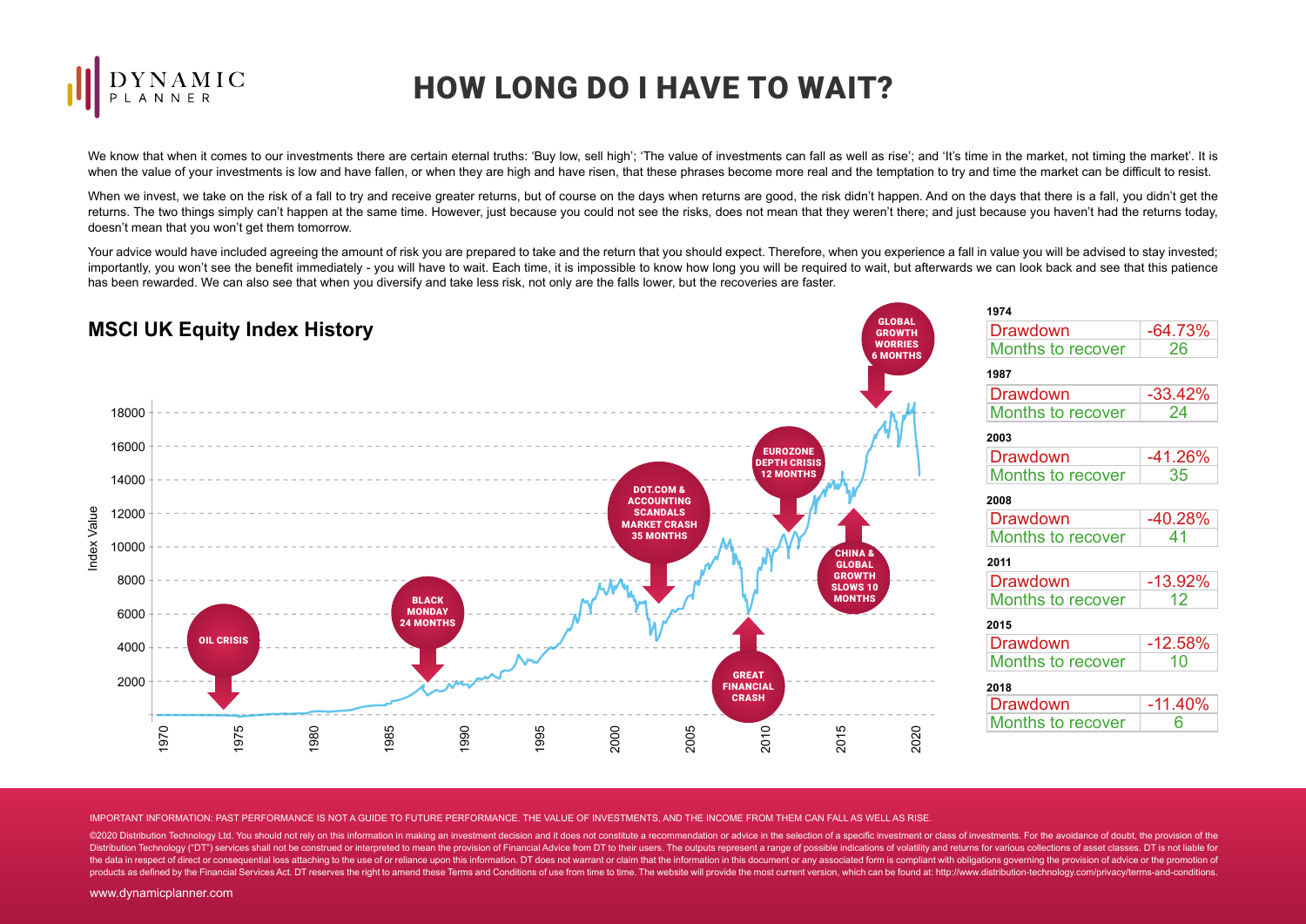# HOW LONG DO I HAVE TO WAIT?

We know that when it comes to our investments there are certain eternal truths: 'Buy low, sell high'; 'The value of investments can fall as well as rise'; and 'It's time in the market, not timing the market'. It is when the value of your investments is low and have fallen, or when they are high and have risen, that these phrases become more real and the temptation to try and time the market can be difficult to resist.

When we invest, we take on the risk of a fall to try and receive greater returns, but of course on the days when returns are good, the risk didn't happen. And on the days that there is a fall, you didn't get the returns. The two things simply can't happen at the same time. However, just because you could not see the risks, does not mean that they weren't there; and just because you haven't had the returns today, doesn't mean that you won't get them tomorrow.

Your advice would have included agreeing the amount of risk you are prepared to take and the return that you should expect. Therefore, when you experience a fall in value you will be advised to stay invested; importantly, you won't see the benefit immediately - you will have to wait. Each time, it is impossible to know how long you will be required to wait, but afterwards we can look back and see that this patience has been rewarded. We can also see that when you diversify and take less risk, not only are the falls lower, but the recoveries are faster.

## MSCI UK Equity Index History

Chart annotations: OIL CRISIS; BLACK MONDAY 24 MONTHS; DOT.COM & ACCOUNTING SCANDALS MARKET CRASH 35 MONTHS; GREAT FINANCIAL CRASH; EUROZONE DEPTH CRISIS 12 MONTHS; CHINA & GLOBAL GROWTH SLOWS 10 MONTHS; GLOBAL GROWTH WORRIES 6 MONTHS

**1974**

| Drawdown | -64.73% |
|---|---|
| Months to recover | 26 |

**1987**

| Drawdown | -33.42% |
|---|---|
| Months to recover | 24 |

**2003**

| Drawdown | -41.26% |
|---|---|
| Months to recover | 35 |

**2008**

| Drawdown | -40.28% |
|---|---|
| Months to recover | 41 |

**2011**

| Drawdown | -13.92% |
|---|---|
| Months to recover | 12 |

**2015**

| Drawdown | -12.58% |
|---|---|
| Months to recover | 10 |

**2018**

| Drawdown | -11.40% |
|---|---|
| Months to recover | 6 |

IMPORTANT INFORMATION: PAST PERFORMANCE IS NOT A GUIDE TO FUTURE PERFORMANCE. THE VALUE OF INVESTMENTS, AND THE INCOME FROM THEM CAN FALL AS WELL AS RISE.

©2020 Distribution Technology Ltd. You should not rely on this information in making an investment decision and it does not constitute a recommendation or advice in the selection of a specific investment or class of investments. For the avoidance of doubt, the provision of the Distribution Technology ("DT") services shall not be construed or interpreted to mean the provision of Financial Advice from DT to their users. The outputs represent a range of possible indications of volatility and returns for various collections of asset classes. DT is not liable for the data in respect of direct or consequential loss attaching to the use of or reliance upon this information. DT does not warrant or claim that the information in this document or any associated form is compliant with obligations governing the provision of advice or the promotion of products as defined by the Financial Services Act. DT reserves the right to amend these Terms and Conditions of use from time to time. The website will provide the most current version, which can be found at: http://www.distribution-technology.com/privacy/terms-and-conditions.

www.dynamicplanner.com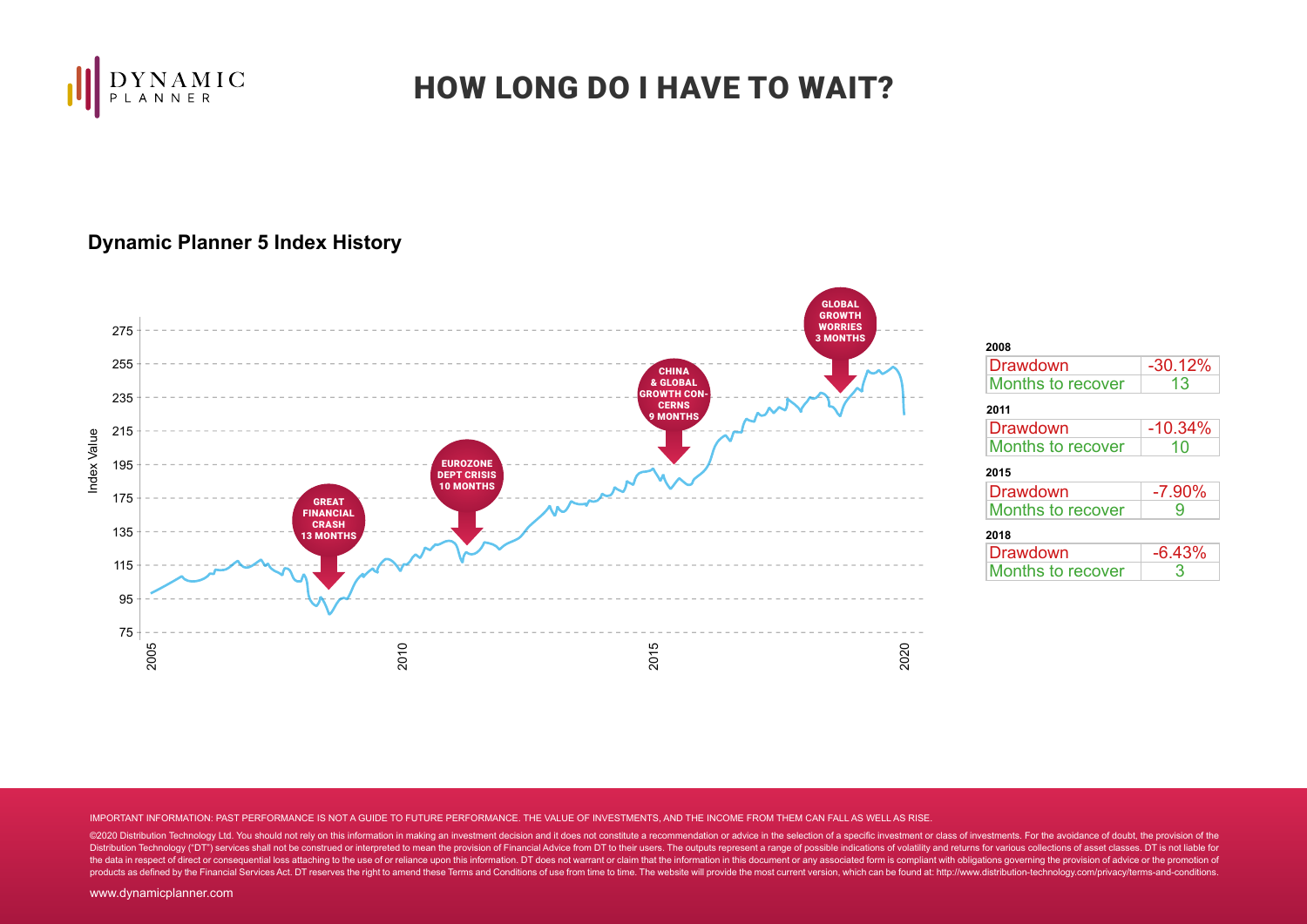DYNAMIC PLANNER

# HOW LONG DO I HAVE TO WAIT?

## Dynamic Planner 5 Index History

Index Value

275
255
235
215
195
175
135
115
95
75

2005
2010
2015
2020

GREAT FINANCIAL CRASH 13 MONTHS

EUROZONE DEPT CRISIS 10 MONTHS

CHINA & GLOBAL GROWTH CONCERNS 9 MONTHS

GLOBAL GROWTH WORRIES 3 MONTHS

**2008**

| | |
|---|---|
| Drawdown | -30.12% |
| Months to recover | 13 |

**2011**

| | |
|---|---|
| Drawdown | -10.34% |
| Months to recover | 10 |

**2015**

| | |
|---|---|
| Drawdown | -7.90% |
| Months to recover | 9 |

**2018**

| | |
|---|---|
| Drawdown | -6.43% |
| Months to recover | 3 |

IMPORTANT INFORMATION: PAST PERFORMANCE IS NOT A GUIDE TO FUTURE PERFORMANCE. THE VALUE OF INVESTMENTS, AND THE INCOME FROM THEM CAN FALL AS WELL AS RISE.

©2020 Distribution Technology Ltd. You should not rely on this information in making an investment decision and it does not constitute a recommendation or advice in the selection of a specific investment or class of investments. For the avoidance of doubt, the provision of the Distribution Technology ("DT") services shall not be construed or interpreted to mean the provision of Financial Advice from DT to their users. The outputs represent a range of possible indications of volatility and returns for various collections of asset classes. DT is not liable for the data in respect of direct or consequential loss attaching to the use of or reliance upon this information. DT does not warrant or claim that the information in this document or any associated form is compliant with obligations governing the provision of advice or the promotion of products as defined by the Financial Services Act. DT reserves the right to amend these Terms and Conditions of use from time to time. The website will provide the most current version, which can be found at: http://www.distribution-technology.com/privacy/terms-and-conditions.

www.dynamicplanner.com